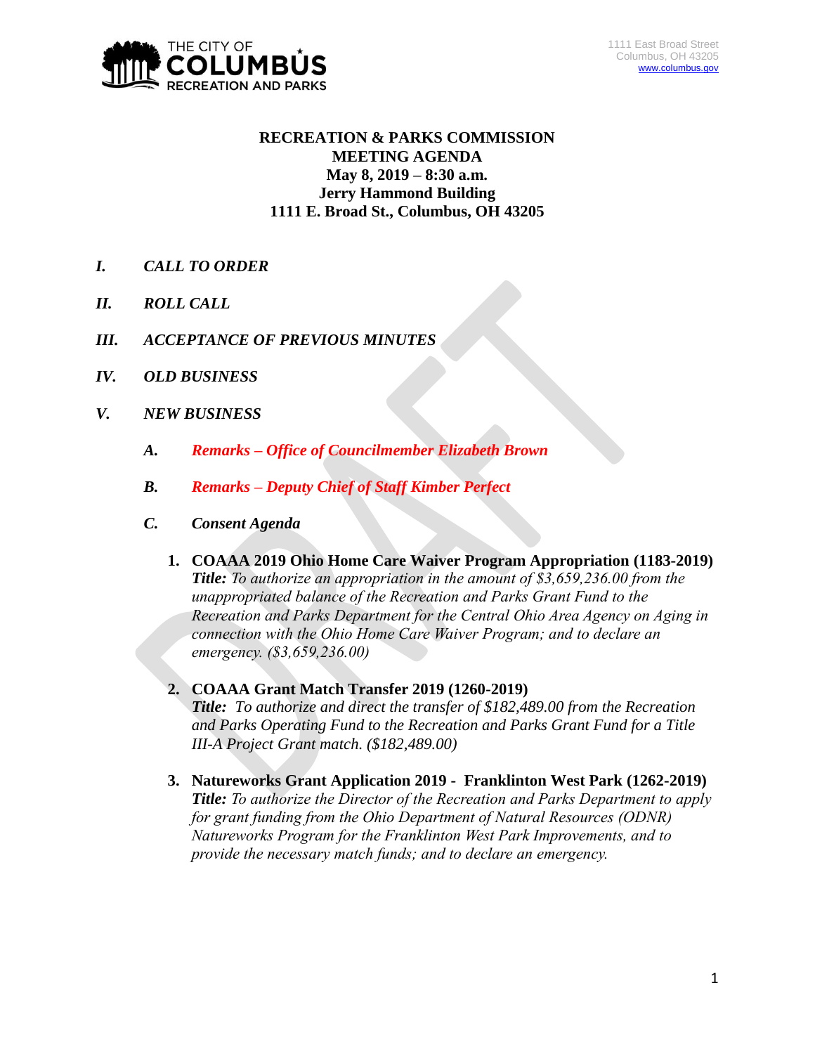THE CITY OF COLUMBUS
RECREATION AND PARKS

1111 East Broad Street
Columbus, OH 43205
www.columbus.gov

# RECREATION & PARKS COMMISSION MEETING AGENDA

**May 8, 2019 – 8:30 a.m.**
**Jerry Hammond Building**
**1111 E. Broad St., Columbus, OH 43205**

***I. CALL TO ORDER***

***II. ROLL CALL***

***III. ACCEPTANCE OF PREVIOUS MINUTES***

***IV. OLD BUSINESS***

***V. NEW BUSINESS***

***A. Remarks – Office of Councilmember Elizabeth Brown***

***B. Remarks – Deputy Chief of Staff Kimber Perfect***

***C. Consent Agenda***

1. **COAAA 2019 Ohio Home Care Waiver Program Appropriation (1183-2019)**
   ***Title:*** *To authorize an appropriation in the amount of $3,659,236.00 from the unappropriated balance of the Recreation and Parks Grant Fund to the Recreation and Parks Department for the Central Ohio Area Agency on Aging in connection with the Ohio Home Care Waiver Program; and to declare an emergency. ($3,659,236.00)*

2. **COAAA Grant Match Transfer 2019 (1260-2019)**
   ***Title:*** *To authorize and direct the transfer of $182,489.00 from the Recreation and Parks Operating Fund to the Recreation and Parks Grant Fund for a Title III-A Project Grant match. ($182,489.00)*

3. **Natureworks Grant Application 2019 - Franklinton West Park (1262-2019)**
   ***Title:*** *To authorize the Director of the Recreation and Parks Department to apply for grant funding from the Ohio Department of Natural Resources (ODNR) Natureworks Program for the Franklinton West Park Improvements, and to provide the necessary match funds; and to declare an emergency.*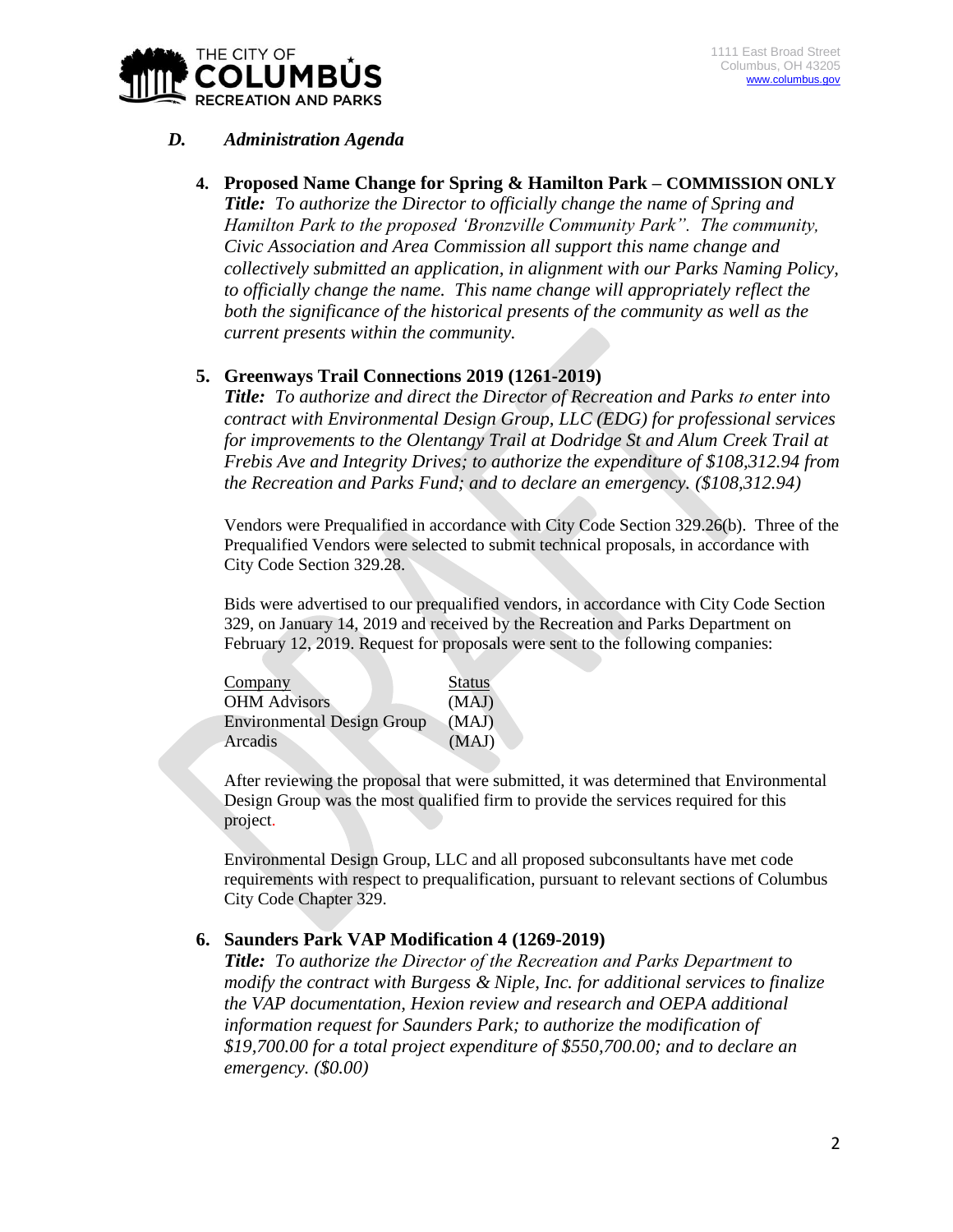## *D. Administration Agenda*

**4. Proposed Name Change for Spring & Hamilton Park – COMMISSION ONLY**

***Title:*** *To authorize the Director to officially change the name of Spring and Hamilton Park to the proposed 'Bronzville Community Park". The community, Civic Association and Area Commission all support this name change and collectively submitted an application, in alignment with our Parks Naming Policy, to officially change the name. This name change will appropriately reflect the both the significance of the historical presents of the community as well as the current presents within the community.*

**5. Greenways Trail Connections 2019 (1261-2019)**

***Title:*** *To authorize and direct the Director of Recreation and Parks to enter into contract with Environmental Design Group, LLC (EDG) for professional services for improvements to the Olentangy Trail at Dodridge St and Alum Creek Trail at Frebis Ave and Integrity Drives; to authorize the expenditure of $108,312.94 from the Recreation and Parks Fund; and to declare an emergency. ($108,312.94)*

Vendors were Prequalified in accordance with City Code Section 329.26(b). Three of the Prequalified Vendors were selected to submit technical proposals, in accordance with City Code Section 329.28.

Bids were advertised to our prequalified vendors, in accordance with City Code Section 329, on January 14, 2019 and received by the Recreation and Parks Department on February 12, 2019. Request for proposals were sent to the following companies:

| Company | Status |
|---|---|
| OHM Advisors | (MAJ) |
| Environmental Design Group | (MAJ) |
| Arcadis | (MAJ) |

After reviewing the proposal that were submitted, it was determined that Environmental Design Group was the most qualified firm to provide the services required for this project.

Environmental Design Group, LLC and all proposed subconsultants have met code requirements with respect to prequalification, pursuant to relevant sections of Columbus City Code Chapter 329.

**6. Saunders Park VAP Modification 4 (1269-2019)**

***Title:*** *To authorize the Director of the Recreation and Parks Department to modify the contract with Burgess & Niple, Inc. for additional services to finalize the VAP documentation, Hexion review and research and OEPA additional information request for Saunders Park; to authorize the modification of $19,700.00 for a total project expenditure of $550,700.00; and to declare an emergency. ($0.00)*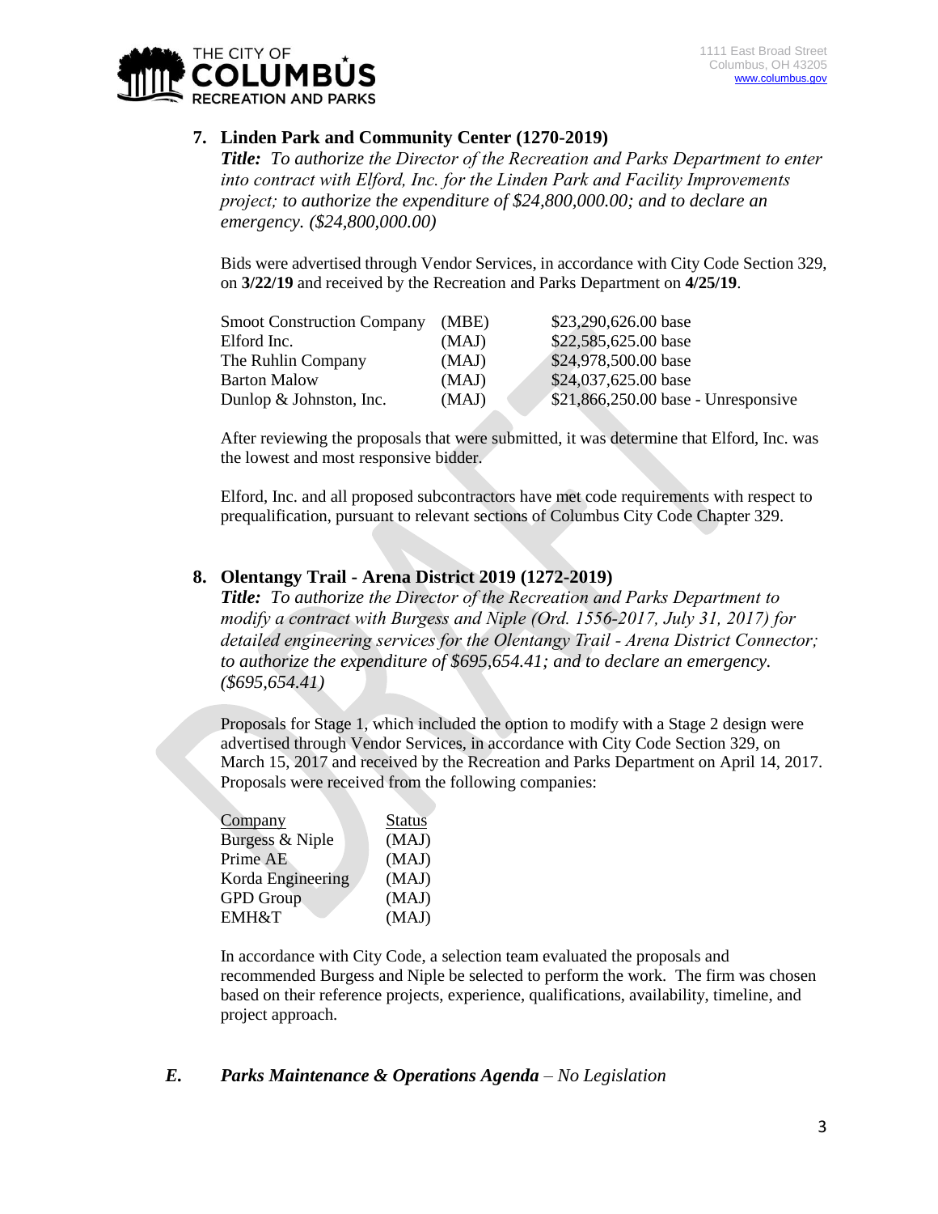7. **Linden Park and Community Center (1270-2019)**
   ***Title:*** *To authorize the Director of the Recreation and Parks Department to enter into contract with Elford, Inc. for the Linden Park and Facility Improvements project; to authorize the expenditure of $24,800,000.00; and to declare an emergency. ($24,800,000.00)*

   Bids were advertised through Vendor Services, in accordance with City Code Section 329, on **3/22/19** and received by the Recreation and Parks Department on **4/25/19**.

   | | | |
   |---|---|---|
   | Smoot Construction Company | (MBE) | $23,290,626.00 base |
   | Elford Inc. | (MAJ) | $22,585,625.00 base |
   | The Ruhlin Company | (MAJ) | $24,978,500.00 base |
   | Barton Malow | (MAJ) | $24,037,625.00 base |
   | Dunlop & Johnston, Inc. | (MAJ) | $21,866,250.00 base - Unresponsive |

   After reviewing the proposals that were submitted, it was determine that Elford, Inc. was the lowest and most responsive bidder.

   Elford, Inc. and all proposed subcontractors have met code requirements with respect to prequalification, pursuant to relevant sections of Columbus City Code Chapter 329.

8. **Olentangy Trail - Arena District 2019 (1272-2019)**
   ***Title:*** *To authorize the Director of the Recreation and Parks Department to modify a contract with Burgess and Niple (Ord. 1556-2017, July 31, 2017) for detailed engineering services for the Olentangy Trail - Arena District Connector; to authorize the expenditure of $695,654.41; and to declare an emergency. ($695,654.41)*

   Proposals for Stage 1, which included the option to modify with a Stage 2 design were advertised through Vendor Services, in accordance with City Code Section 329, on March 15, 2017 and received by the Recreation and Parks Department on April 14, 2017. Proposals were received from the following companies:

   | Company | Status |
   |---|---|
   | Burgess & Niple | (MAJ) |
   | Prime AE | (MAJ) |
   | Korda Engineering | (MAJ) |
   | GPD Group | (MAJ) |
   | EMH&T | (MAJ) |

   In accordance with City Code, a selection team evaluated the proposals and recommended Burgess and Niple be selected to perform the work. The firm was chosen based on their reference projects, experience, qualifications, availability, timeline, and project approach.

***E. Parks Maintenance & Operations Agenda** – No Legislation*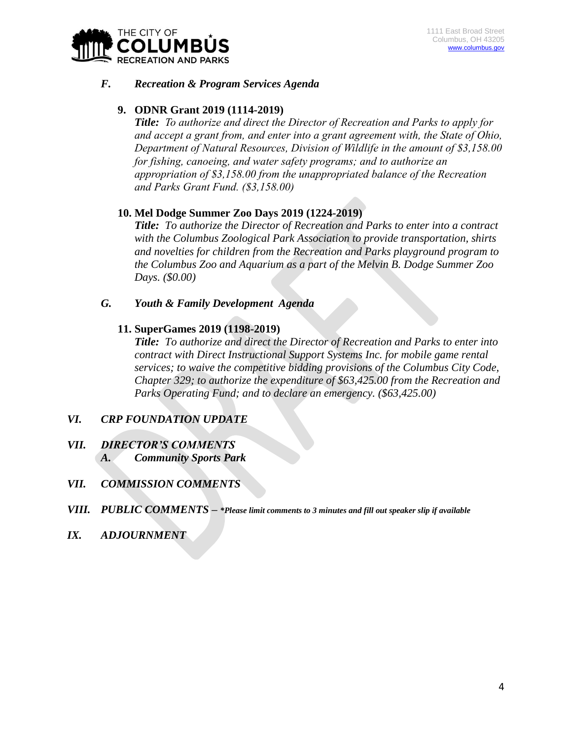### *F. Recreation & Program Services Agenda*

**9. ODNR Grant 2019 (1114-2019)**

***Title:*** *To authorize and direct the Director of Recreation and Parks to apply for and accept a grant from, and enter into a grant agreement with, the State of Ohio, Department of Natural Resources, Division of Wildlife in the amount of $3,158.00 for fishing, canoeing, and water safety programs; and to authorize an appropriation of $3,158.00 from the unappropriated balance of the Recreation and Parks Grant Fund. ($3,158.00)*

**10. Mel Dodge Summer Zoo Days 2019 (1224-2019)**

***Title:*** *To authorize the Director of Recreation and Parks to enter into a contract with the Columbus Zoological Park Association to provide transportation, shirts and novelties for children from the Recreation and Parks playground program to the Columbus Zoo and Aquarium as a part of the Melvin B. Dodge Summer Zoo Days. ($0.00)*

### *G. Youth & Family Development Agenda*

**11. SuperGames 2019 (1198-2019)**

***Title:*** *To authorize and direct the Director of Recreation and Parks to enter into contract with Direct Instructional Support Systems Inc. for mobile game rental services; to waive the competitive bidding provisions of the Columbus City Code, Chapter 329; to authorize the expenditure of $63,425.00 from the Recreation and Parks Operating Fund; and to declare an emergency. ($63,425.00)*

## *VI. CRP FOUNDATION UPDATE*

## *VII. DIRECTOR'S COMMENTS*

*A. Community Sports Park*

## *VII. COMMISSION COMMENTS*

## *VIII. PUBLIC COMMENTS – \*Please limit comments to 3 minutes and fill out speaker slip if available*

## *IX. ADJOURNMENT*